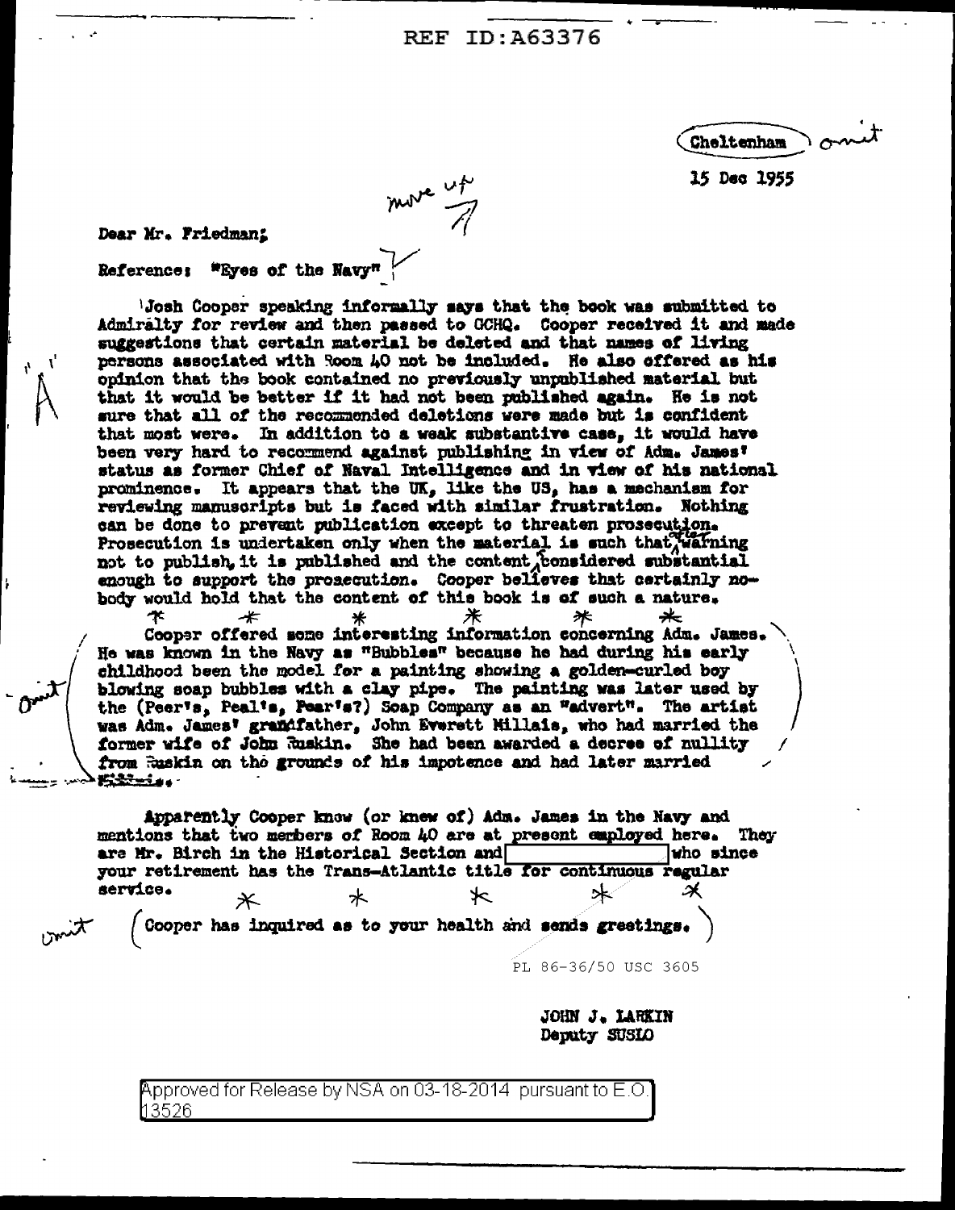REF ID:A63376

Cheltenham

15 Dec 1955

Dear Mr. Friedman:

Reference: "Eyes of the Navy"

Josh Cooper speaking informally says that the book was submitted to Admiralty for review and then passed to GCHQ. Cooper received it and made suggestions that certain material be deleted and that names of living persons associated with Room 40 not be included. He also offered as his opinion that the book contained no previously unpublished material but that it would be better if it had not been published again. He is not sure that all of the recommended deletions were made but is confident that most were. In addition to a weak substantive case, it would have been very hard to recommend against publishing in view of Adm. James' status as former Chief of Naval Intelligence and in view of his national prominence. It appears that the UK, like the US, has a mechanism for reviewing manuscripts but is faced with similar frustration. Nothing can be done to prevent publication except to threaten prosecution. Prosecution is undertaken only when the material is such that after warning not to publish, it is published and the content considered substantial enough to support the prosecution. Cooper believes that certainly nobody would hold that the content of this book is of such a nature.

\* \* \* \* \* \*

Cooper offered some interesting information concerning Adm. James. He was known in the Navy as "Bubbles" because he had during his early childhood been the model for a painting showing a golden-curled boy blowing soap bubbles with a clay pipe. The painting was later used by the (Peer's, Peal's, Pear's?) Soap Company as an "advert". The artist was Adm. James' grandfather, John Everett Millais, who had married the former wife of John Ruskin. She had been awarded a decree of nullity from Ruskin on the grounds of his impotence and had later married Millais.

Apparently Cooper knew (or knew of) Adm. James in the Navy and mentions that two members of Room 40 are at present employed here. They are Mr. Birch in the Historical Section and [redacted] who since your retirement has the Trans-Atlantic title for continuous regular service.

\* \* \* \* \*

(Cooper has inquired as to your health and sends greetings.)

PL 86-36/50 USC 3605

JOHN J. LARKIN
Deputy SUSLO

Approved for Release by NSA on 03-18-2014 pursuant to E.O. 13526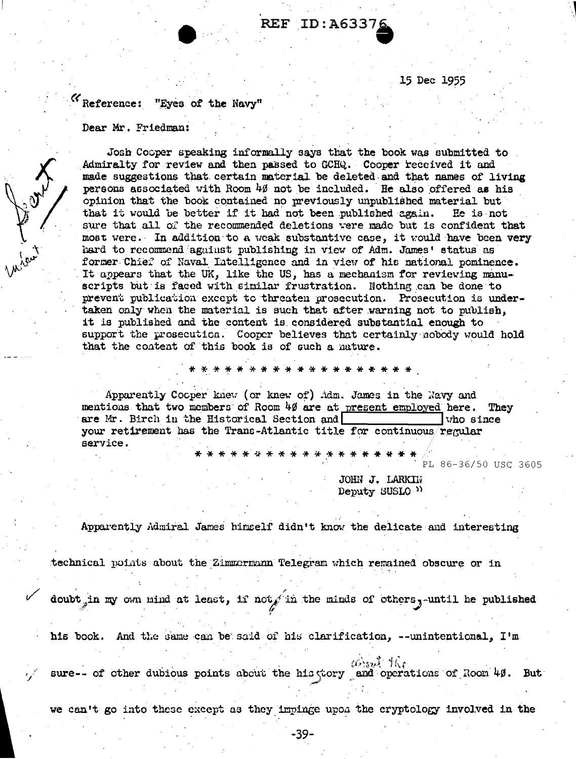REF ID:A63376

15 Dec 1955

"Reference: "Eyes of the Navy"

Dear Mr. Friedman:

Josh Cooper speaking informally says that the book was submitted to Admiralty for review and then passed to GCHQ. Cooper received it and made suggestions that certain material be deleted and that names of living persons associated with Room 4Ø not be included. He also offered as his opinion that the book contained no previously unpublished material but that it would be better if it had not been published again. He is not sure that all of the recommended deletions were made but is confident that most were. In addition to a weak substantive case, it would have been very hard to recommend against publishing in view of Adm. James' status as former Chief of Naval Intelligence and in view of his national prominence. It appears that the UK, like the US, has a mechanism for reviewing manuscripts but is faced with similar frustration. Nothing can be done to prevent publication except to threaten prosecution. Prosecution is undertaken only when the material is such that after warning not to publish, it is published and the content is considered substantial enough to support the prosecution. Cooper believes that certainly nobody would hold that the content of this book is of such a nature.

* * * * * * * * * * * * * * * * * * * * *

Apparently Cooper knew (or knew of) Adm. James in the Navy and mentions that two members of Room 4Ø are at present employed here. They are Mr. Birch in the Historical Section and [REDACTED] who since your retirement has the Trans-Atlantic title for continuous regular service.

* * * * * * * * * * * * * * * * * * * * *

PL 86-36/50 USC 3605

JOHN J. LARKIN
Deputy SUSLO"

Apparently Admiral James himself didn't know the delicate and interesting technical points about the Zimmermann Telegram which remained obscure or in doubt, in my own mind at least, if not in the minds of others,--until he published his book. And the same can be said of his clarification, --unintentional, I'm sure-- of other dubious points about the history and operations of Room 4Ø. But we can't go into these except as they impinge upon the cryptology involved in the